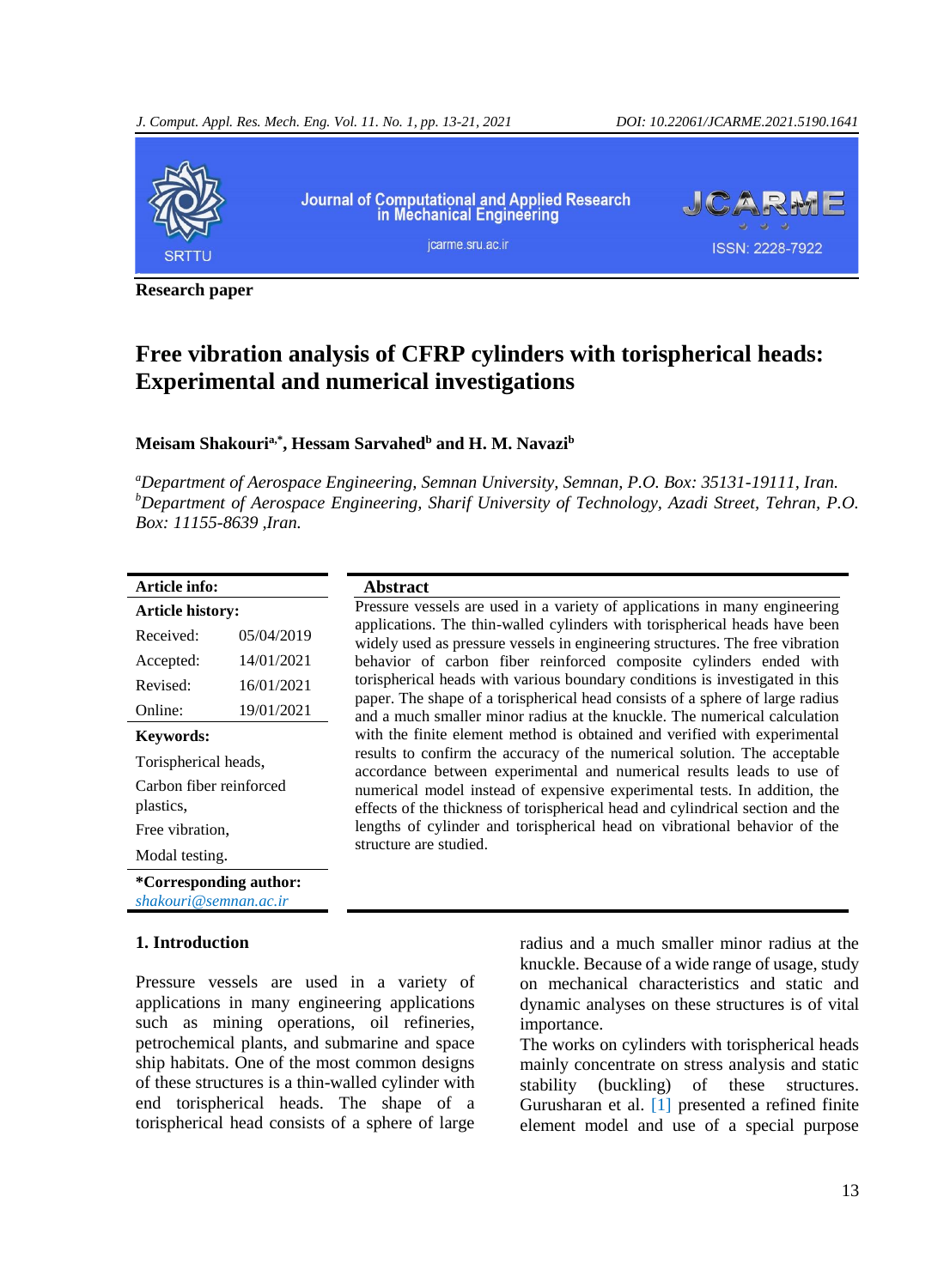Research paper

# Free vibration analysis of CFRP cylinders with torispherical heads: Experimental and numerical investigations

**Meisam Shakouri[a,*], Hessam Sarvahed[b] and H. M. Navazi[b]**

[a]*Department of Aerospace Engineering, Semnan University, Semnan, P.O. Box: 35131-19111, Iran.*
[b]*Department of Aerospace Engineering, Sharif University of Technology, Azadi Street, Tehran, P.O. Box: 11155-8639 ,Iran.*

**Article info:**

**Article history:**

| | |
|---|---|
| Received: | 05/04/2019 |
| Accepted: | 14/01/2021 |
| Revised: | 16/01/2021 |
| Online: | 19/01/2021 |

**Keywords:**

Torispherical heads,
Carbon fiber reinforced plastics,
Free vibration,
Modal testing.

**\*Corresponding author:**
*shakouri@semnan.ac.ir*

## Abstract

Pressure vessels are used in a variety of applications in many engineering applications. The thin-walled cylinders with torispherical heads have been widely used as pressure vessels in engineering structures. The free vibration behavior of carbon fiber reinforced composite cylinders ended with torispherical heads with various boundary conditions is investigated in this paper. The shape of a torispherical head consists of a sphere of large radius and a much smaller minor radius at the knuckle. The numerical calculation with the finite element method is obtained and verified with experimental results to confirm the accuracy of the numerical solution. The acceptable accordance between experimental and numerical results leads to use of numerical model instead of expensive experimental tests. In addition, the effects of the thickness of torispherical head and cylindrical section and the lengths of cylinder and torispherical head on vibrational behavior of the structure are studied.

## 1. Introduction

Pressure vessels are used in a variety of applications in many engineering applications such as mining operations, oil refineries, petrochemical plants, and submarine and space ship habitats. One of the most common designs of these structures is a thin-walled cylinder with end torispherical heads. The shape of a torispherical head consists of a sphere of large radius and a much smaller minor radius at the knuckle. Because of a wide range of usage, study on mechanical characteristics and static and dynamic analyses on these structures is of vital importance.

The works on cylinders with torispherical heads mainly concentrate on stress analysis and static stability (buckling) of these structures. Gurusharan et al. [1] presented a refined finite element model and use of a special purpose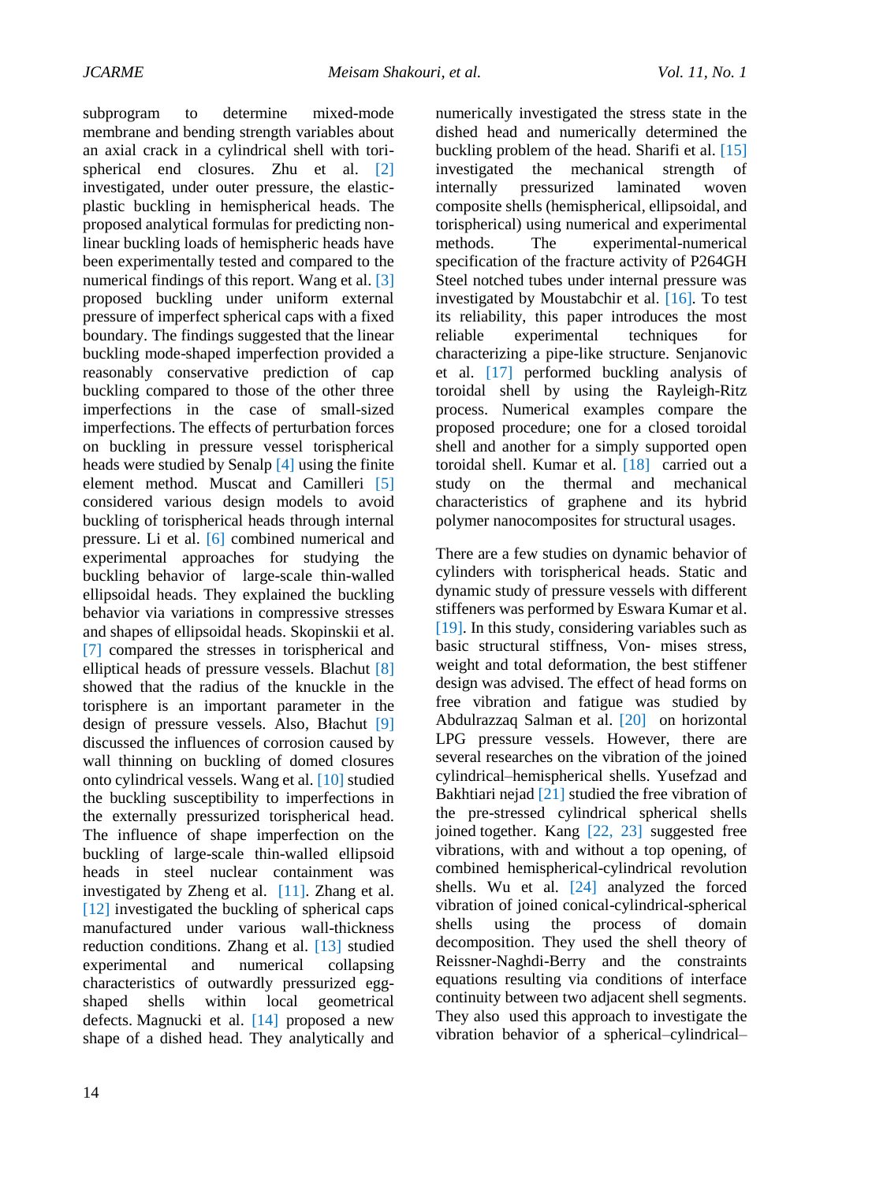subprogram to determine mixed-mode membrane and bending strength variables about an axial crack in a cylindrical shell with tori-spherical end closures. Zhu et al. [2] investigated, under outer pressure, the elastic-plastic buckling in hemispherical heads. The proposed analytical formulas for predicting non-linear buckling loads of hemispheric heads have been experimentally tested and compared to the numerical findings of this report. Wang et al. [3] proposed buckling under uniform external pressure of imperfect spherical caps with a fixed boundary. The findings suggested that the linear buckling mode-shaped imperfection provided a reasonably conservative prediction of cap buckling compared to those of the other three imperfections in the case of small-sized imperfections. The effects of perturbation forces on buckling in pressure vessel torispherical heads were studied by Senalp [4] using the finite element method. Muscat and Camilleri [5] considered various design models to avoid buckling of torispherical heads through internal pressure. Li et al. [6] combined numerical and experimental approaches for studying the buckling behavior of large-scale thin-walled ellipsoidal heads. They explained the buckling behavior via variations in compressive stresses and shapes of ellipsoidal heads. Skopinskii et al. [7] compared the stresses in torispherical and elliptical heads of pressure vessels. Blachut [8] showed that the radius of the knuckle in the torisphere is an important parameter in the design of pressure vessels. Also, Błachut [9] discussed the influences of corrosion caused by wall thinning on buckling of domed closures onto cylindrical vessels. Wang et al. [10] studied the buckling susceptibility to imperfections in the externally pressurized torispherical head. The influence of shape imperfection on the buckling of large-scale thin-walled ellipsoid heads in steel nuclear containment was investigated by Zheng et al. [11]. Zhang et al. [12] investigated the buckling of spherical caps manufactured under various wall-thickness reduction conditions. Zhang et al. [13] studied experimental and numerical collapsing characteristics of outwardly pressurized egg-shaped shells within local geometrical defects. Magnucki et al. [14] proposed a new shape of a dished head. They analytically and numerically investigated the stress state in the dished head and numerically determined the buckling problem of the head. Sharifi et al. [15] investigated the mechanical strength of internally pressurized laminated woven composite shells (hemispherical, ellipsoidal, and torispherical) using numerical and experimental methods. The experimental-numerical specification of the fracture activity of P264GH Steel notched tubes under internal pressure was investigated by Moustabchir et al. [16]. To test its reliability, this paper introduces the most reliable experimental techniques for characterizing a pipe-like structure. Senjanovic et al. [17] performed buckling analysis of toroidal shell by using the Rayleigh-Ritz process. Numerical examples compare the proposed procedure; one for a closed toroidal shell and another for a simply supported open toroidal shell. Kumar et al. [18] carried out a study on the thermal and mechanical characteristics of graphene and its hybrid polymer nanocomposites for structural usages.

There are a few studies on dynamic behavior of cylinders with torispherical heads. Static and dynamic study of pressure vessels with different stiffeners was performed by Eswara Kumar et al. [19]. In this study, considering variables such as basic structural stiffness, Von- mises stress, weight and total deformation, the best stiffener design was advised. The effect of head forms on free vibration and fatigue was studied by Abdulrazzaq Salman et al. [20] on horizontal LPG pressure vessels. However, there are several researches on the vibration of the joined cylindrical–hemispherical shells. Yusefzad and Bakhtiari nejad [21] studied the free vibration of the pre-stressed cylindrical spherical shells joined together. Kang [22, 23] suggested free vibrations, with and without a top opening, of combined hemispherical-cylindrical revolution shells. Wu et al. [24] analyzed the forced vibration of joined conical-cylindrical-spherical shells using the process of domain decomposition. They used the shell theory of Reissner-Naghdi-Berry and the constraints equations resulting via conditions of interface continuity between two adjacent shell segments. They also used this approach to investigate the vibration behavior of a spherical–cylindrical–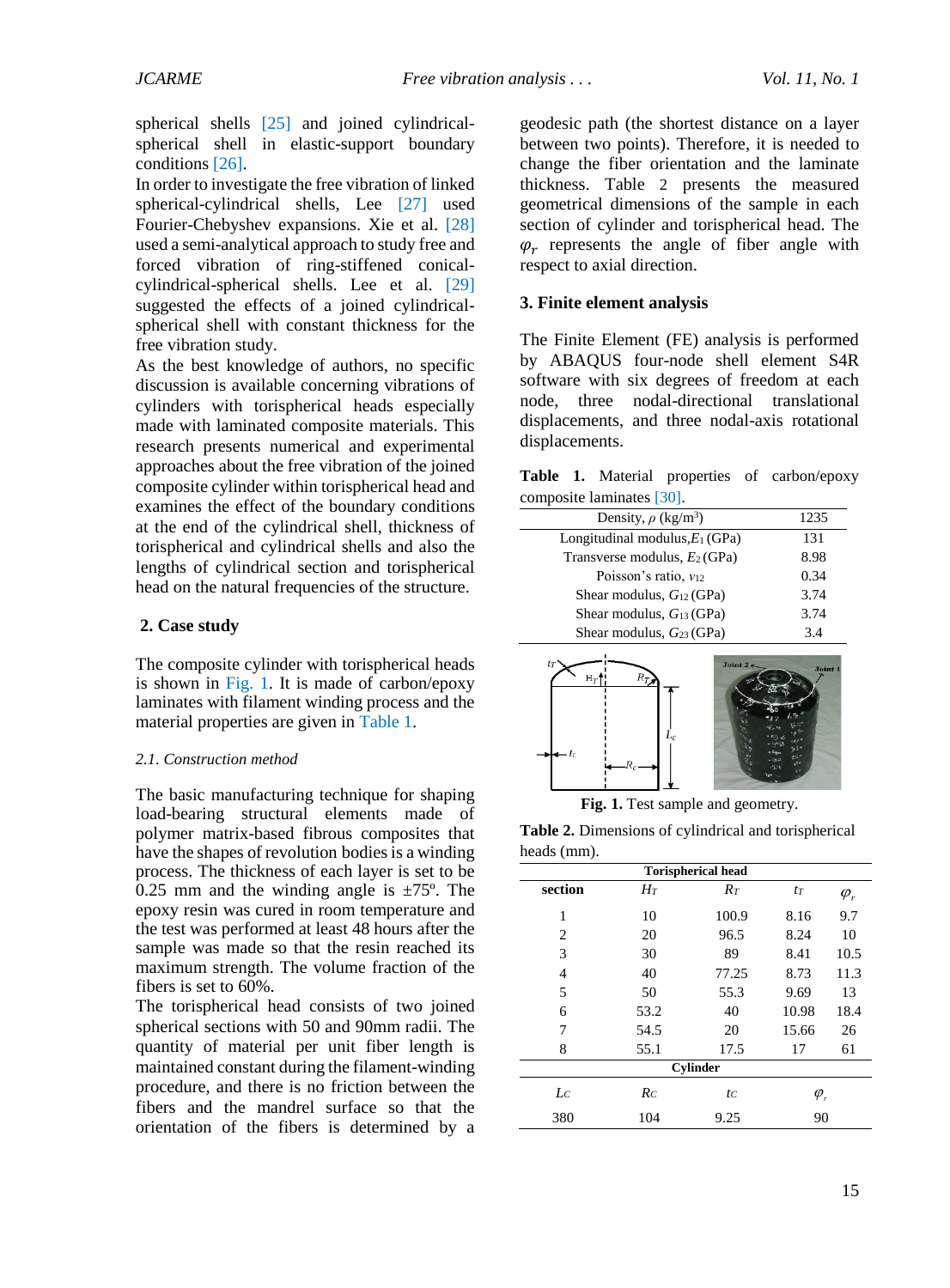spherical shells [25] and joined cylindrical-spherical shell in elastic-support boundary conditions [26].

In order to investigate the free vibration of linked spherical-cylindrical shells, Lee [27] used Fourier-Chebyshev expansions. Xie et al. [28] used a semi-analytical approach to study free and forced vibration of ring-stiffened conical-cylindrical-spherical shells. Lee et al. [29] suggested the effects of a joined cylindrical-spherical shell with constant thickness for the free vibration study.

As the best knowledge of authors, no specific discussion is available concerning vibrations of cylinders with torispherical heads especially made with laminated composite materials. This research presents numerical and experimental approaches about the free vibration of the joined composite cylinder within torispherical head and examines the effect of the boundary conditions at the end of the cylindrical shell, thickness of torispherical and cylindrical shells and also the lengths of cylindrical section and torispherical head on the natural frequencies of the structure.

## 2. Case study

The composite cylinder with torispherical heads is shown in Fig. 1. It is made of carbon/epoxy laminates with filament winding process and the material properties are given in Table 1.

### 2.1. Construction method

The basic manufacturing technique for shaping load-bearing structural elements made of polymer matrix-based fibrous composites that have the shapes of revolution bodies is a winding process. The thickness of each layer is set to be 0.25 mm and the winding angle is ±75º. The epoxy resin was cured in room temperature and the test was performed at least 48 hours after the sample was made so that the resin reached its maximum strength. The volume fraction of the fibers is set to 60%.

The torispherical head consists of two joined spherical sections with 50 and 90mm radii. The quantity of material per unit fiber length is maintained constant during the filament-winding procedure, and there is no friction between the fibers and the mandrel surface so that the orientation of the fibers is determined by a geodesic path (the shortest distance on a layer between two points). Therefore, it is needed to change the fiber orientation and the laminate thickness. Table 2 presents the measured geometrical dimensions of the sample in each section of cylinder and torispherical head. The $\varphi_r$ represents the angle of fiber angle with respect to axial direction.

## 3. Finite element analysis

The Finite Element (FE) analysis is performed by ABAQUS four-node shell element S4R software with six degrees of freedom at each node, three nodal-directional translational displacements, and three nodal-axis rotational displacements.

**Table 1.** Material properties of carbon/epoxy composite laminates [30].

| Property | Value |
|---|---|
| Density, $\rho$ (kg/m$^3$) | 1235 |
| Longitudinal modulus, $E_1$ (GPa) | 131 |
| Transverse modulus, $E_2$ (GPa) | 8.98 |
| Poisson's ratio, $\nu_{12}$ | 0.34 |
| Shear modulus, $G_{12}$ (GPa) | 3.74 |
| Shear modulus, $G_{13}$ (GPa) | 3.74 |
| Shear modulus, $G_{23}$ (GPa) | 3.4 |

**Fig. 1.** Test sample and geometry.

**Table 2.** Dimensions of cylindrical and torispherical heads (mm).

| Torispherical head | | | | |
|---|---|---|---|---|
| section | $H_T$ | $R_T$ | $t_T$ | $\varphi_r$ |
| 1 | 10 | 100.9 | 8.16 | 9.7 |
| 2 | 20 | 96.5 | 8.24 | 10 |
| 3 | 30 | 89 | 8.41 | 10.5 |
| 4 | 40 | 77.25 | 8.73 | 11.3 |
| 5 | 50 | 55.3 | 9.69 | 13 |
| 6 | 53.2 | 40 | 10.98 | 18.4 |
| 7 | 54.5 | 20 | 15.66 | 26 |
| 8 | 55.1 | 17.5 | 17 | 61 |
| **Cylinder** | | | | |
| $L_C$ | $R_C$ | $t_C$ | $\varphi_r$ | |
| 380 | 104 | 9.25 | 90 | |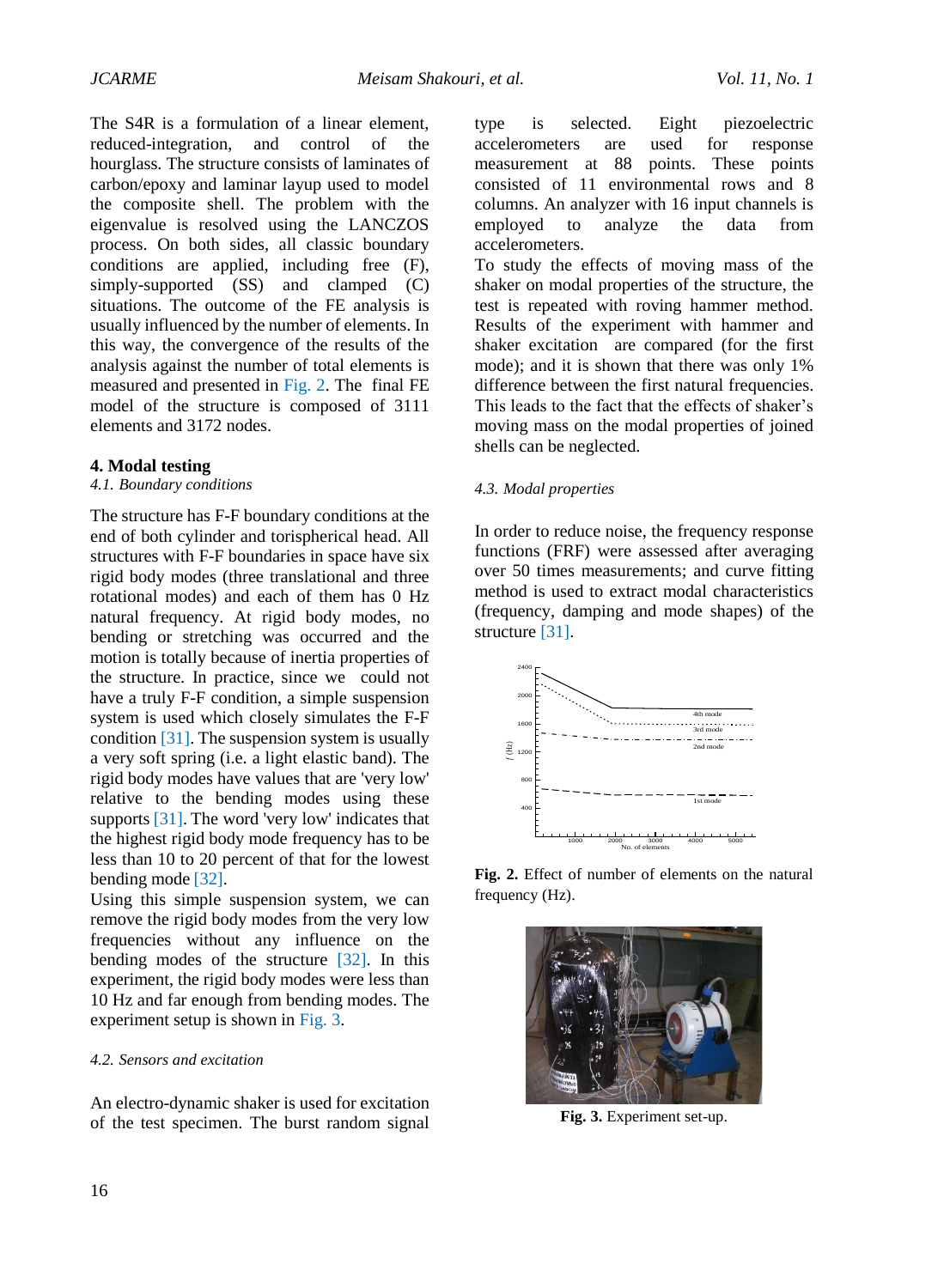The S4R is a formulation of a linear element, reduced-integration, and control of the hourglass. The structure consists of laminates of carbon/epoxy and laminar layup used to model the composite shell. The problem with the eigenvalue is resolved using the LANCZOS process. On both sides, all classic boundary conditions are applied, including free (F), simply-supported (SS) and clamped (C) situations. The outcome of the FE analysis is usually influenced by the number of elements. In this way, the convergence of the results of the analysis against the number of total elements is measured and presented in Fig. 2. The final FE model of the structure is composed of 3111 elements and 3172 nodes.

## 4. Modal testing

### *4.1. Boundary conditions*

The structure has F-F boundary conditions at the end of both cylinder and torispherical head. All structures with F-F boundaries in space have six rigid body modes (three translational and three rotational modes) and each of them has 0 Hz natural frequency. At rigid body modes, no bending or stretching was occurred and the motion is totally because of inertia properties of the structure. In practice, since we could not have a truly F-F condition, a simple suspension system is used which closely simulates the F-F condition [31]. The suspension system is usually a very soft spring (i.e. a light elastic band). The rigid body modes have values that are 'very low' relative to the bending modes using these supports [31]. The word 'very low' indicates that the highest rigid body mode frequency has to be less than 10 to 20 percent of that for the lowest bending mode [32].

Using this simple suspension system, we can remove the rigid body modes from the very low frequencies without any influence on the bending modes of the structure [32]. In this experiment, the rigid body modes were less than 10 Hz and far enough from bending modes. The experiment setup is shown in Fig. 3.

### *4.2. Sensors and excitation*

An electro-dynamic shaker is used for excitation of the test specimen. The burst random signal type is selected. Eight piezoelectric accelerometers are used for response measurement at 88 points. These points consisted of 11 environmental rows and 8 columns. An analyzer with 16 input channels is employed to analyze the data from accelerometers.

To study the effects of moving mass of the shaker on modal properties of the structure, the test is repeated with roving hammer method. Results of the experiment with hammer and shaker excitation are compared (for the first mode); and it is shown that there was only 1% difference between the first natural frequencies. This leads to the fact that the effects of shaker's moving mass on the modal properties of joined shells can be neglected.

### *4.3. Modal properties*

In order to reduce noise, the frequency response functions (FRF) were assessed after averaging over 50 times measurements; and curve fitting method is used to extract modal characteristics (frequency, damping and mode shapes) of the structure [31].

**Fig. 2.** Effect of number of elements on the natural frequency (Hz).

**Fig. 3.** Experiment set-up.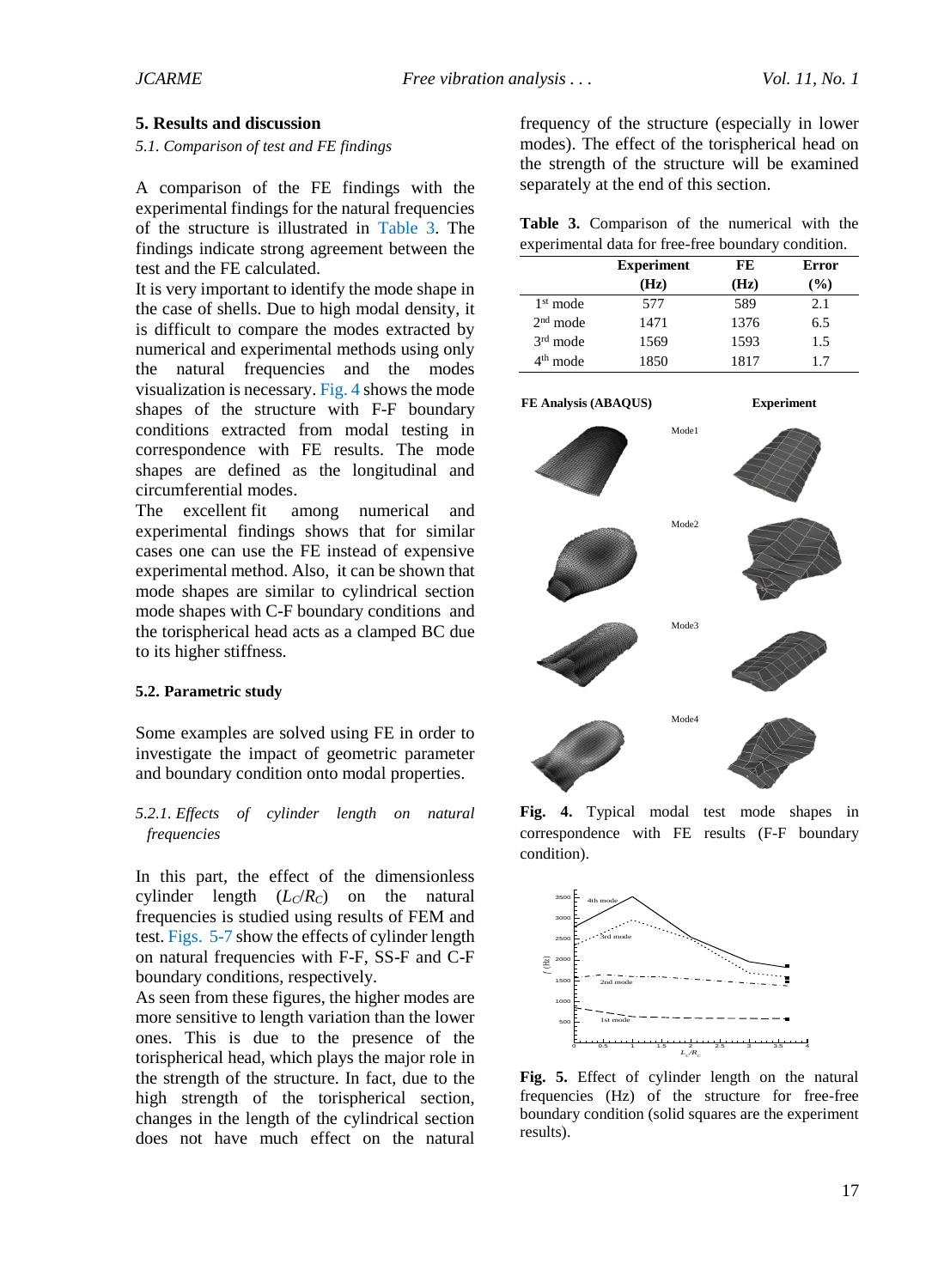## 5. Results and discussion

*5.1. Comparison of test and FE findings*

A comparison of the FE findings with the experimental findings for the natural frequencies of the structure is illustrated in Table 3. The findings indicate strong agreement between the test and the FE calculated.

It is very important to identify the mode shape in the case of shells. Due to high modal density, it is difficult to compare the modes extracted by numerical and experimental methods using only the natural frequencies and the modes visualization is necessary. Fig. 4 shows the mode shapes of the structure with F-F boundary conditions extracted from modal testing in correspondence with FE results. The mode shapes are defined as the longitudinal and circumferential modes.

The excellent fit among numerical and experimental findings shows that for similar cases one can use the FE instead of expensive experimental method. Also, it can be shown that mode shapes are similar to cylindrical section mode shapes with C-F boundary conditions and the torispherical head acts as a clamped BC due to its higher stiffness.

### 5.2. Parametric study

Some examples are solved using FE in order to investigate the impact of geometric parameter and boundary condition onto modal properties.

*5.2.1. Effects of cylinder length on natural frequencies*

In this part, the effect of the dimensionless cylinder length ($L_C/R_C$) on the natural frequencies is studied using results of FEM and test. Figs. 5-7 show the effects of cylinder length on natural frequencies with F-F, SS-F and C-F boundary conditions, respectively.

As seen from these figures, the higher modes are more sensitive to length variation than the lower ones. This is due to the presence of the torispherical head, which plays the major role in the strength of the structure. In fact, due to the high strength of the torispherical section, changes in the length of the cylindrical section does not have much effect on the natural frequency of the structure (especially in lower modes). The effect of the torispherical head on the strength of the structure will be examined separately at the end of this section.

**Table 3.** Comparison of the numerical with the experimental data for free-free boundary condition.

| | Experiment (Hz) | FE (Hz) | Error (%) |
|---|---|---|---|
| 1st mode | 577 | 589 | 2.1 |
| 2nd mode | 1471 | 1376 | 6.5 |
| 3rd mode | 1569 | 1593 | 1.5 |
| 4th mode | 1850 | 1817 | 1.7 |

**Fig. 4.** Typical modal test mode shapes in correspondence with FE results (F-F boundary condition).

**Fig. 5.** Effect of cylinder length on the natural frequencies (Hz) of the structure for free-free boundary condition (solid squares are the experiment results).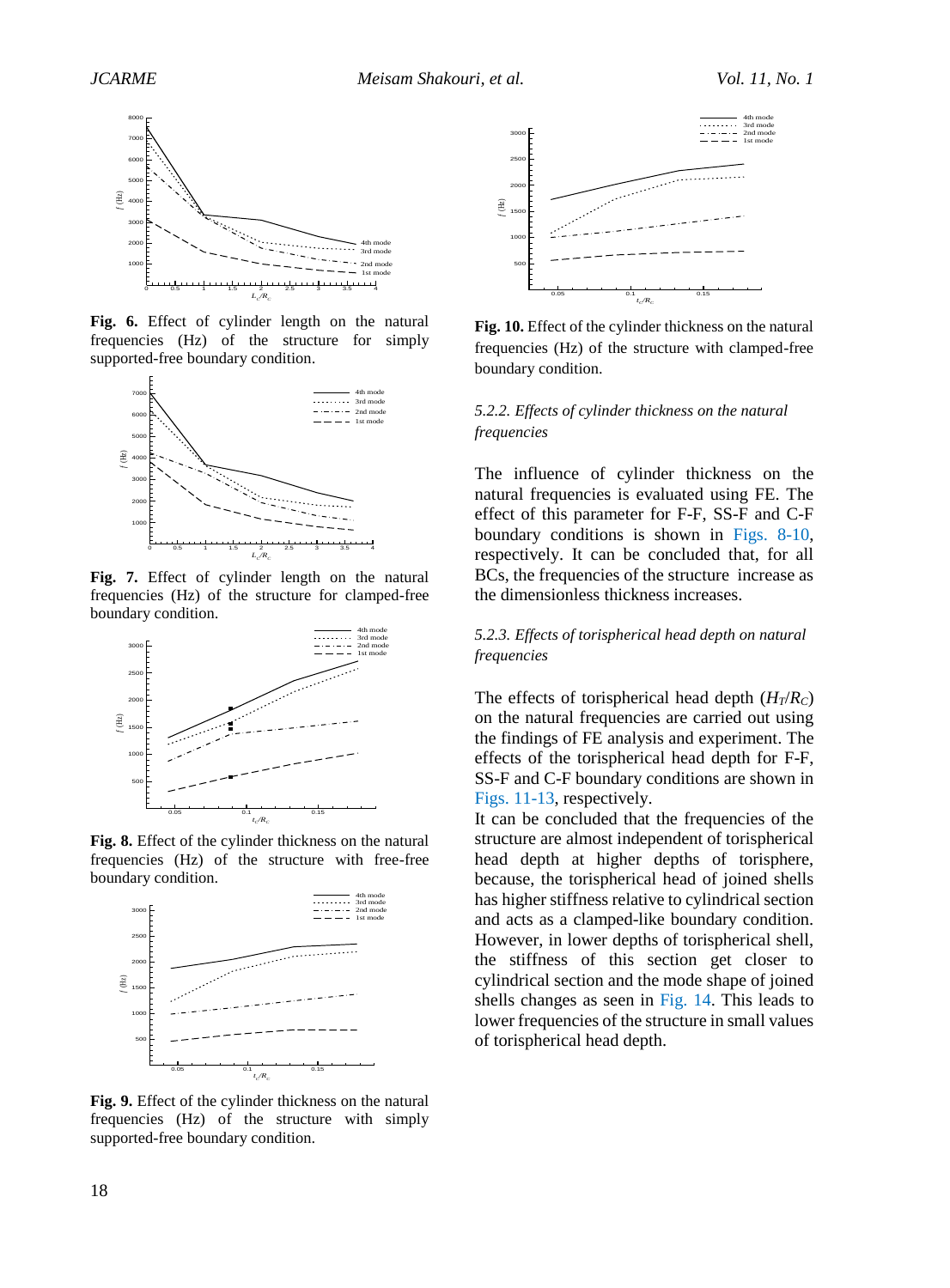Fig. 6. Effect of cylinder length on the natural frequencies (Hz) of the structure for simply supported-free boundary condition.

Fig. 7. Effect of cylinder length on the natural frequencies (Hz) of the structure for clamped-free boundary condition.

Fig. 8. Effect of the cylinder thickness on the natural frequencies (Hz) of the structure with free-free boundary condition.

Fig. 9. Effect of the cylinder thickness on the natural frequencies (Hz) of the structure with simply supported-free boundary condition.

Fig. 10. Effect of the cylinder thickness on the natural frequencies (Hz) of the structure with clamped-free boundary condition.

### *5.2.2. Effects of cylinder thickness on the natural frequencies*

The influence of cylinder thickness on the natural frequencies is evaluated using FE. The effect of this parameter for F-F, SS-F and C-F boundary conditions is shown in Figs. 8-10, respectively. It can be concluded that, for all BCs, the frequencies of the structure increase as the dimensionless thickness increases.

### *5.2.3. Effects of torispherical head depth on natural frequencies*

The effects of torispherical head depth ($H_T/R_C$) on the natural frequencies are carried out using the findings of FE analysis and experiment. The effects of the torispherical head depth for F-F, SS-F and C-F boundary conditions are shown in Figs. 11-13, respectively.

It can be concluded that the frequencies of the structure are almost independent of torispherical head depth at higher depths of torisphere, because, the torispherical head of joined shells has higher stiffness relative to cylindrical section and acts as a clamped-like boundary condition. However, in lower depths of torispherical shell, the stiffness of this section get closer to cylindrical section and the mode shape of joined shells changes as seen in Fig. 14. This leads to lower frequencies of the structure in small values of torispherical head depth.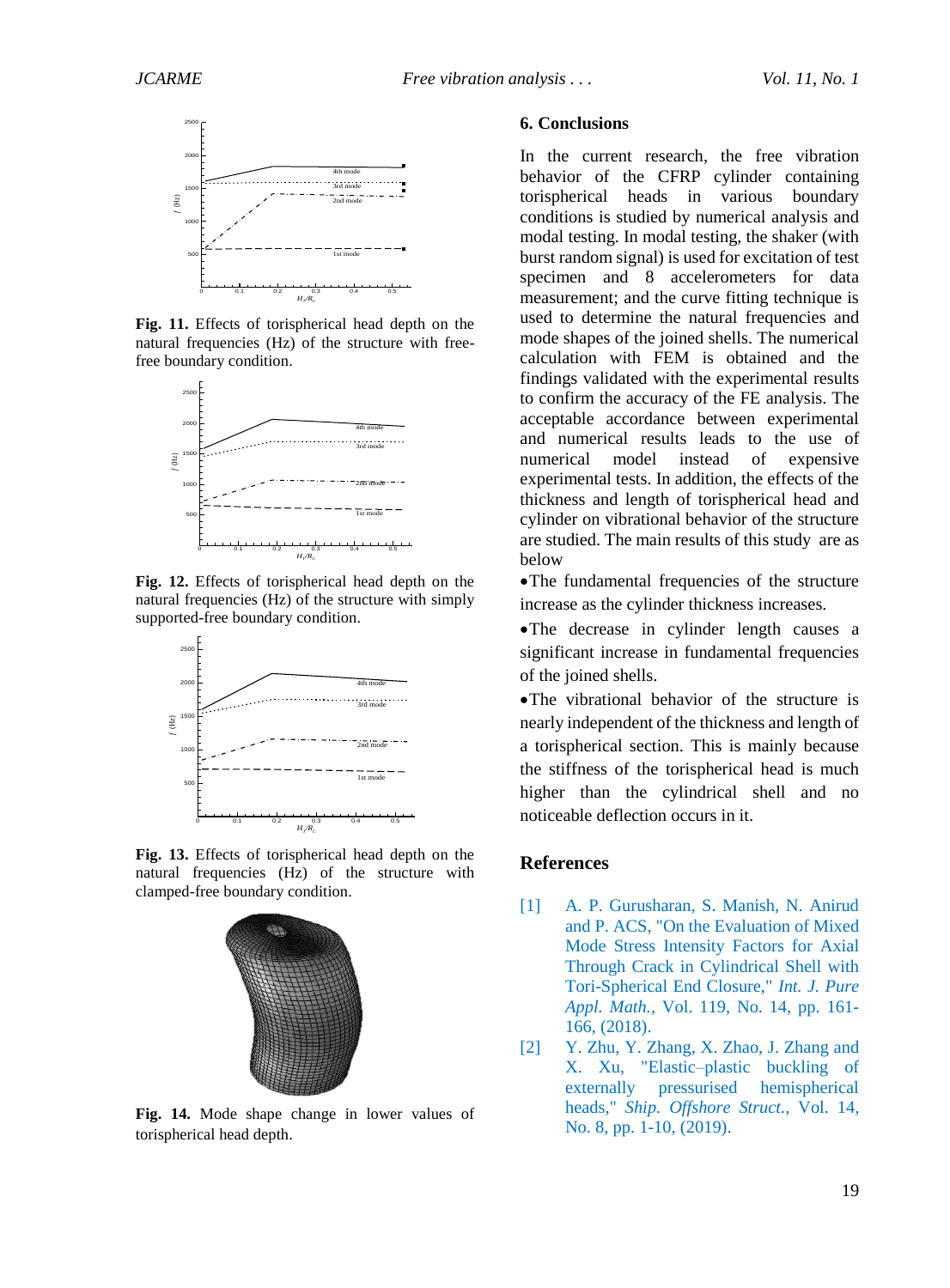**Fig. 11.** Effects of torispherical head depth on the natural frequencies (Hz) of the structure with free-free boundary condition.

**Fig. 12.** Effects of torispherical head depth on the natural frequencies (Hz) of the structure with simply supported-free boundary condition.

**Fig. 13.** Effects of torispherical head depth on the natural frequencies (Hz) of the structure with clamped-free boundary condition.

**Fig. 14.** Mode shape change in lower values of torispherical head depth.

## 6. Conclusions

In the current research, the free vibration behavior of the CFRP cylinder containing torispherical heads in various boundary conditions is studied by numerical analysis and modal testing. In modal testing, the shaker (with burst random signal) is used for excitation of test specimen and 8 accelerometers for data measurement; and the curve fitting technique is used to determine the natural frequencies and mode shapes of the joined shells. The numerical calculation with FEM is obtained and the findings validated with the experimental results to confirm the accuracy of the FE analysis. The acceptable accordance between experimental and numerical results leads to the use of numerical model instead of expensive experimental tests. In addition, the effects of the thickness and length of torispherical head and cylinder on vibrational behavior of the structure are studied. The main results of this study are as below

- The fundamental frequencies of the structure increase as the cylinder thickness increases.
- The decrease in cylinder length causes a significant increase in fundamental frequencies of the joined shells.
- The vibrational behavior of the structure is nearly independent of the thickness and length of a torispherical section. This is mainly because the stiffness of the torispherical head is much higher than the cylindrical shell and no noticeable deflection occurs in it.

## References

[1] A. P. Gurusharan, S. Manish, N. Anirud and P. ACS, "On the Evaluation of Mixed Mode Stress Intensity Factors for Axial Through Crack in Cylindrical Shell with Tori-Spherical End Closure," *Int. J. Pure Appl. Math.*, Vol. 119, No. 14, pp. 161-166, (2018).

[2] Y. Zhu, Y. Zhang, X. Zhao, J. Zhang and X. Xu, "Elastic–plastic buckling of externally pressurised hemispherical heads," *Ship. Offshore Struct.*, Vol. 14, No. 8, pp. 1-10, (2019).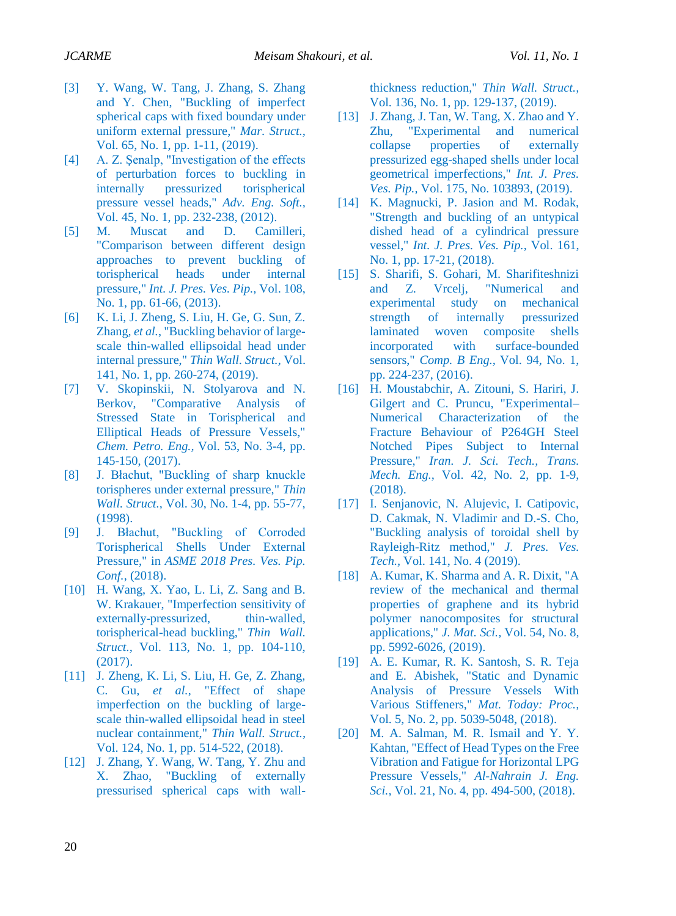[3] Y. Wang, W. Tang, J. Zhang, S. Zhang and Y. Chen, "Buckling of imperfect spherical caps with fixed boundary under uniform external pressure," *Mar. Struct.*, Vol. 65, No. 1, pp. 1-11, (2019).

[4] A. Z. Şenalp, "Investigation of the effects of perturbation forces to buckling in internally pressurized torispherical pressure vessel heads," *Adv. Eng. Soft.*, Vol. 45, No. 1, pp. 232-238, (2012).

[5] M. Muscat and D. Camilleri, "Comparison between different design approaches to prevent buckling of torispherical heads under internal pressure," *Int. J. Pres. Ves. Pip.*, Vol. 108, No. 1, pp. 61-66, (2013).

[6] K. Li, J. Zheng, S. Liu, H. Ge, G. Sun, Z. Zhang, *et al.*, "Buckling behavior of large-scale thin-walled ellipsoidal head under internal pressure," *Thin Wall. Struct.*, Vol. 141, No. 1, pp. 260-274, (2019).

[7] V. Skopinskii, N. Stolyarova and N. Berkov, "Comparative Analysis of Stressed State in Torispherical and Elliptical Heads of Pressure Vessels," *Chem. Petro. Eng.*, Vol. 53, No. 3-4, pp. 145-150, (2017).

[8] J. Błachut, "Buckling of sharp knuckle torispheres under external pressure," *Thin Wall. Struct.*, Vol. 30, No. 1-4, pp. 55-77, (1998).

[9] J. Błachut, "Buckling of Corroded Torispherical Shells Under External Pressure," in *ASME 2018 Pres. Ves. Pip. Conf.*, (2018).

[10] H. Wang, X. Yao, L. Li, Z. Sang and B. W. Krakauer, "Imperfection sensitivity of externally-pressurized, thin-walled, torispherical-head buckling," *Thin Wall. Struct.*, Vol. 113, No. 1, pp. 104-110, (2017).

[11] J. Zheng, K. Li, S. Liu, H. Ge, Z. Zhang, C. Gu, *et al.*, "Effect of shape imperfection on the buckling of large-scale thin-walled ellipsoidal head in steel nuclear containment," *Thin Wall. Struct.*, Vol. 124, No. 1, pp. 514-522, (2018).

[12] J. Zhang, Y. Wang, W. Tang, Y. Zhu and X. Zhao, "Buckling of externally pressurised spherical caps with wall-thickness reduction," *Thin Wall. Struct.*, Vol. 136, No. 1, pp. 129-137, (2019).

[13] J. Zhang, J. Tan, W. Tang, X. Zhao and Y. Zhu, "Experimental and numerical collapse properties of externally pressurized egg-shaped shells under local geometrical imperfections," *Int. J. Pres. Ves. Pip.*, Vol. 175, No. 103893, (2019).

[14] K. Magnucki, P. Jasion and M. Rodak, "Strength and buckling of an untypical dished head of a cylindrical pressure vessel," *Int. J. Pres. Ves. Pip.*, Vol. 161, No. 1, pp. 17-21, (2018).

[15] S. Sharifi, S. Gohari, M. Sharifiteshnizi and Z. Vrcelj, "Numerical and experimental study on mechanical strength of internally pressurized laminated woven composite shells incorporated with surface-bounded sensors," *Comp. B Eng.*, Vol. 94, No. 1, pp. 224-237, (2016).

[16] H. Moustabchir, A. Zitouni, S. Hariri, J. Gilgert and C. Pruncu, "Experimental–Numerical Characterization of the Fracture Behaviour of P264GH Steel Notched Pipes Subject to Internal Pressure," *Iran. J. Sci. Tech., Trans. Mech. Eng.*, Vol. 42, No. 2, pp. 1-9, (2018).

[17] I. Senjanovic, N. Alujevic, I. Catipovic, D. Cakmak, N. Vladimir and D.-S. Cho, "Buckling analysis of toroidal shell by Rayleigh-Ritz method," *J. Pres. Ves. Tech.*, Vol. 141, No. 4 (2019).

[18] A. Kumar, K. Sharma and A. R. Dixit, "A review of the mechanical and thermal properties of graphene and its hybrid polymer nanocomposites for structural applications," *J. Mat. Sci.*, Vol. 54, No. 8, pp. 5992-6026, (2019).

[19] A. E. Kumar, R. K. Santosh, S. R. Teja and E. Abishek, "Static and Dynamic Analysis of Pressure Vessels With Various Stiffeners," *Mat. Today: Proc.*, Vol. 5, No. 2, pp. 5039-5048, (2018).

[20] M. A. Salman, M. R. Ismail and Y. Y. Kahtan, "Effect of Head Types on the Free Vibration and Fatigue for Horizontal LPG Pressure Vessels," *Al-Nahrain J. Eng. Sci.*, Vol. 21, No. 4, pp. 494-500, (2018).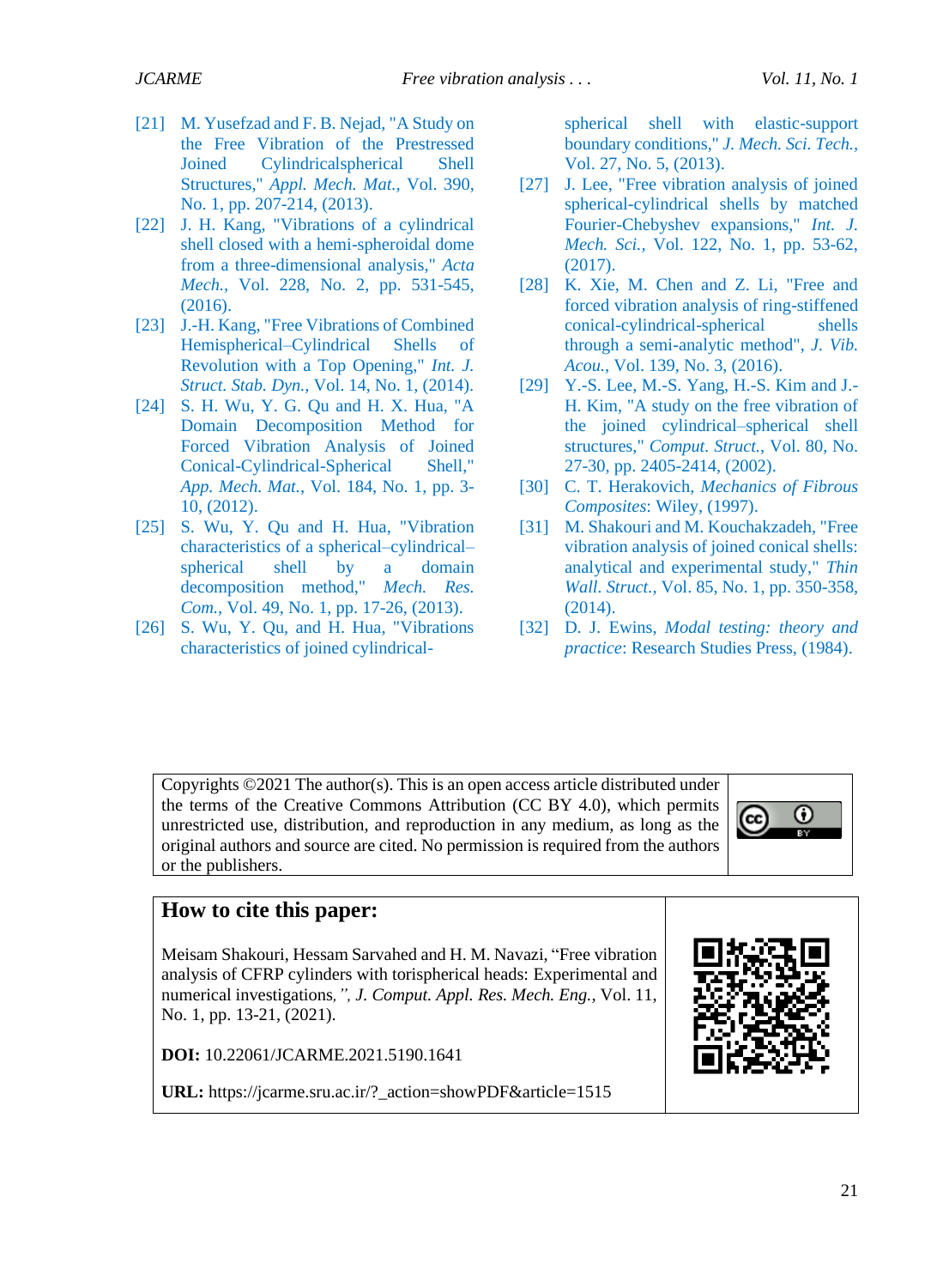[21] M. Yusefzad and F. B. Nejad, "A Study on the Free Vibration of the Prestressed Joined Cylindricalspherical Shell Structures," *Appl. Mech. Mat.*, Vol. 390, No. 1, pp. 207-214, (2013).

[22] J. H. Kang, "Vibrations of a cylindrical shell closed with a hemi-spheroidal dome from a three-dimensional analysis," *Acta Mech.*, Vol. 228, No. 2, pp. 531-545, (2016).

[23] J.-H. Kang, "Free Vibrations of Combined Hemispherical–Cylindrical Shells of Revolution with a Top Opening," *Int. J. Struct. Stab. Dyn.*, Vol. 14, No. 1, (2014).

[24] S. H. Wu, Y. G. Qu and H. X. Hua, "A Domain Decomposition Method for Forced Vibration Analysis of Joined Conical-Cylindrical-Spherical Shell," *App. Mech. Mat.*, Vol. 184, No. 1, pp. 3-10, (2012).

[25] S. Wu, Y. Qu and H. Hua, "Vibration characteristics of a spherical–cylindrical–spherical shell by a domain decomposition method," *Mech. Res. Com.*, Vol. 49, No. 1, pp. 17-26, (2013).

[26] S. Wu, Y. Qu, and H. Hua, "Vibrations characteristics of joined cylindrical-spherical shell with elastic-support boundary conditions," *J. Mech. Sci. Tech.*, Vol. 27, No. 5, (2013).

[27] J. Lee, "Free vibration analysis of joined spherical-cylindrical shells by matched Fourier-Chebyshev expansions," *Int. J. Mech. Sci.*, Vol. 122, No. 1, pp. 53-62, (2017).

[28] K. Xie, M. Chen and Z. Li, "Free and forced vibration analysis of ring-stiffened conical-cylindrical-spherical shells through a semi-analytic method", *J. Vib. Acou.*, Vol. 139, No. 3, (2016).

[29] Y.-S. Lee, M.-S. Yang, H.-S. Kim and J.-H. Kim, "A study on the free vibration of the joined cylindrical–spherical shell structures," *Comput. Struct.*, Vol. 80, No. 27-30, pp. 2405-2414, (2002).

[30] C. T. Herakovich, *Mechanics of Fibrous Composites*: Wiley, (1997).

[31] M. Shakouri and M. Kouchakzadeh, "Free vibration analysis of joined conical shells: analytical and experimental study," *Thin Wall. Struct.*, Vol. 85, No. 1, pp. 350-358, (2014).

[32] D. J. Ewins, *Modal testing: theory and practice*: Research Studies Press, (1984).

Copyrights ©2021 The author(s). This is an open access article distributed under the terms of the Creative Commons Attribution (CC BY 4.0), which permits unrestricted use, distribution, and reproduction in any medium, as long as the original authors and source are cited. No permission is required from the authors or the publishers.

## How to cite this paper:

Meisam Shakouri, Hessam Sarvahed and H. M. Navazi, "Free vibration analysis of CFRP cylinders with torispherical heads: Experimental and numerical investigations*,", J. Comput. Appl. Res. Mech. Eng.*, Vol. 11, No. 1, pp. 13-21, (2021).

**DOI:** 10.22061/JCARME.2021.5190.1641

**URL:** https://jcarme.sru.ac.ir/?_action=showPDF&article=1515